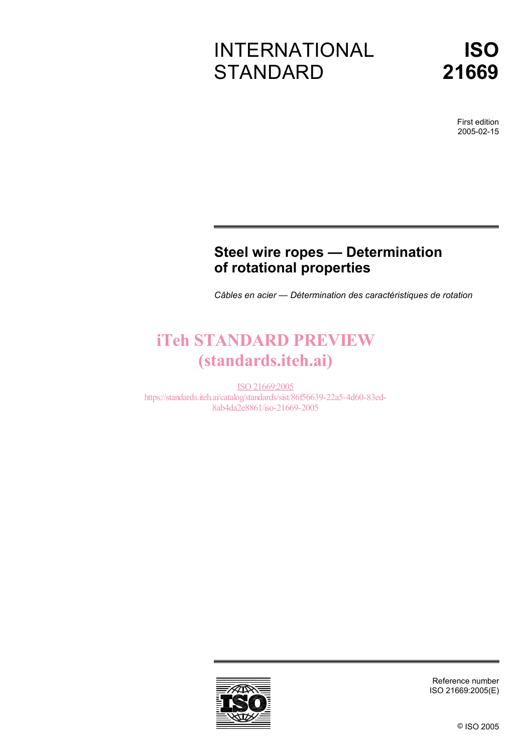# INTERNATIONAL STANDARD

# ISO 21669

First edition
2005-02-15

## Steel wire ropes — Determination of rotational properties

*Câbles en acier — Détermination des caractéristiques de rotation*

iTeh STANDARD PREVIEW
(standards.iteh.ai)

ISO 21669:2005
https://standards.iteh.ai/catalog/standards/sist/86f56639-22a5-4d60-83ed-8ab4da2e8861/iso-21669-2005

Reference number
ISO 21669:2005(E)

© ISO 2005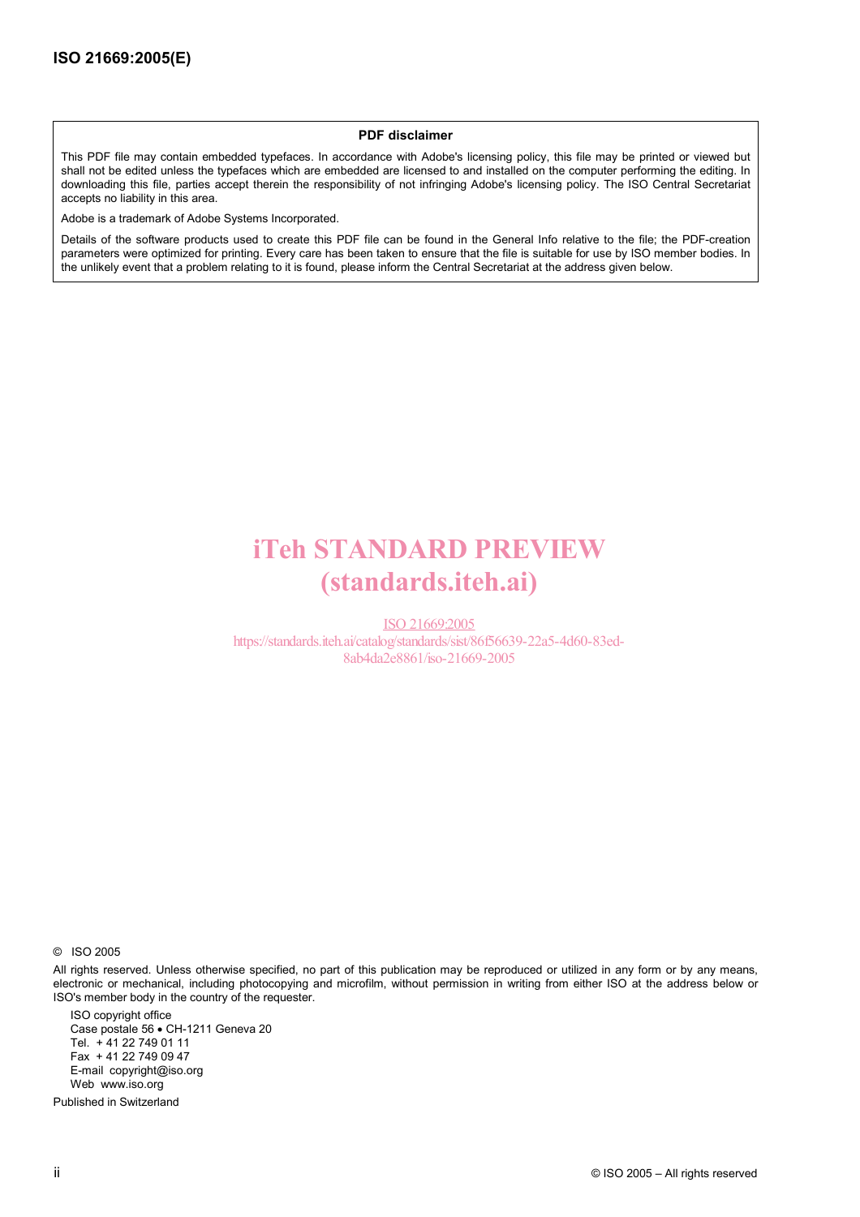**PDF disclaimer**

This PDF file may contain embedded typefaces. In accordance with Adobe's licensing policy, this file may be printed or viewed but shall not be edited unless the typefaces which are embedded are licensed to and installed on the computer performing the editing. In downloading this file, parties accept therein the responsibility of not infringing Adobe's licensing policy. The ISO Central Secretariat accepts no liability in this area.

Adobe is a trademark of Adobe Systems Incorporated.

Details of the software products used to create this PDF file can be found in the General Info relative to the file; the PDF-creation parameters were optimized for printing. Every care has been taken to ensure that the file is suitable for use by ISO member bodies. In the unlikely event that a problem relating to it is found, please inform the Central Secretariat at the address given below.

iTeh STANDARD PREVIEW
(standards.iteh.ai)

ISO 21669:2005
https://standards.iteh.ai/catalog/standards/sist/86f56639-22a5-4d60-83ed-8ab4da2e8861/iso-21669-2005

© ISO 2005

All rights reserved. Unless otherwise specified, no part of this publication may be reproduced or utilized in any form or by any means, electronic or mechanical, including photocopying and microfilm, without permission in writing from either ISO at the address below or ISO's member body in the country of the requester.

ISO copyright office
Case postale 56 • CH-1211 Geneva 20
Tel. + 41 22 749 01 11
Fax + 41 22 749 09 47
E-mail copyright@iso.org
Web www.iso.org

Published in Switzerland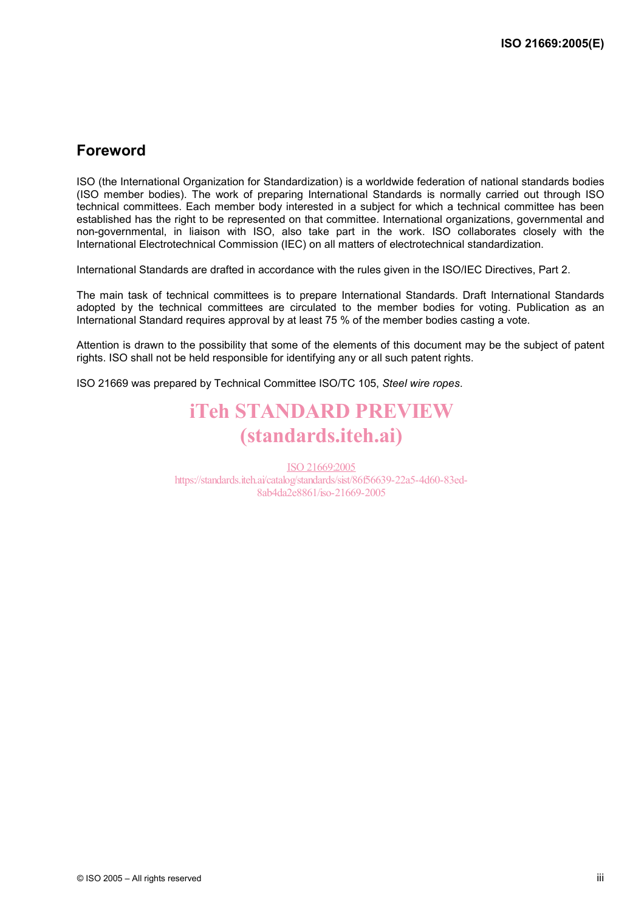## Foreword

ISO (the International Organization for Standardization) is a worldwide federation of national standards bodies (ISO member bodies). The work of preparing International Standards is normally carried out through ISO technical committees. Each member body interested in a subject for which a technical committee has been established has the right to be represented on that committee. International organizations, governmental and non-governmental, in liaison with ISO, also take part in the work. ISO collaborates closely with the International Electrotechnical Commission (IEC) on all matters of electrotechnical standardization.

International Standards are drafted in accordance with the rules given in the ISO/IEC Directives, Part 2.

The main task of technical committees is to prepare International Standards. Draft International Standards adopted by the technical committees are circulated to the member bodies for voting. Publication as an International Standard requires approval by at least 75 % of the member bodies casting a vote.

Attention is drawn to the possibility that some of the elements of this document may be the subject of patent rights. ISO shall not be held responsible for identifying any or all such patent rights.

ISO 21669 was prepared by Technical Committee ISO/TC 105, *Steel wire ropes*.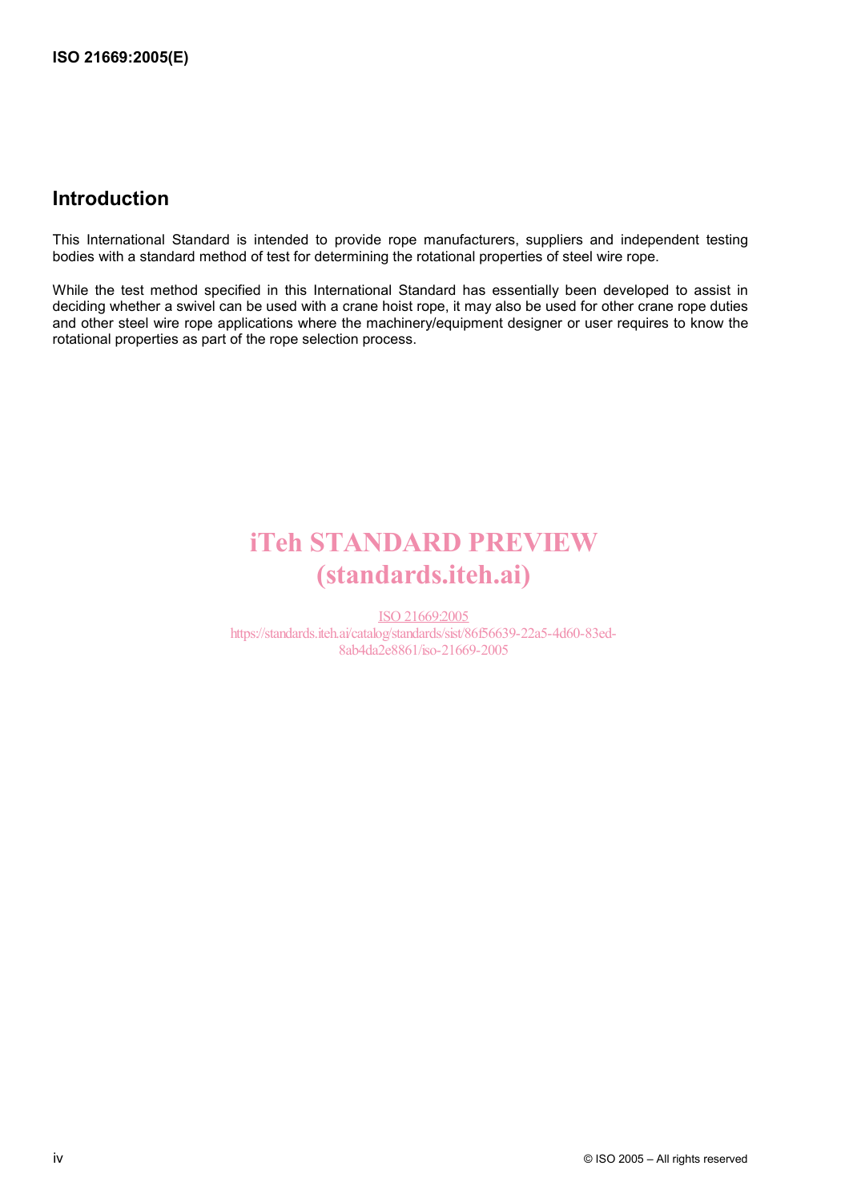## Introduction

This International Standard is intended to provide rope manufacturers, suppliers and independent testing bodies with a standard method of test for determining the rotational properties of steel wire rope.

While the test method specified in this International Standard has essentially been developed to assist in deciding whether a swivel can be used with a crane hoist rope, it may also be used for other crane rope duties and other steel wire rope applications where the machinery/equipment designer or user requires to know the rotational properties as part of the rope selection process.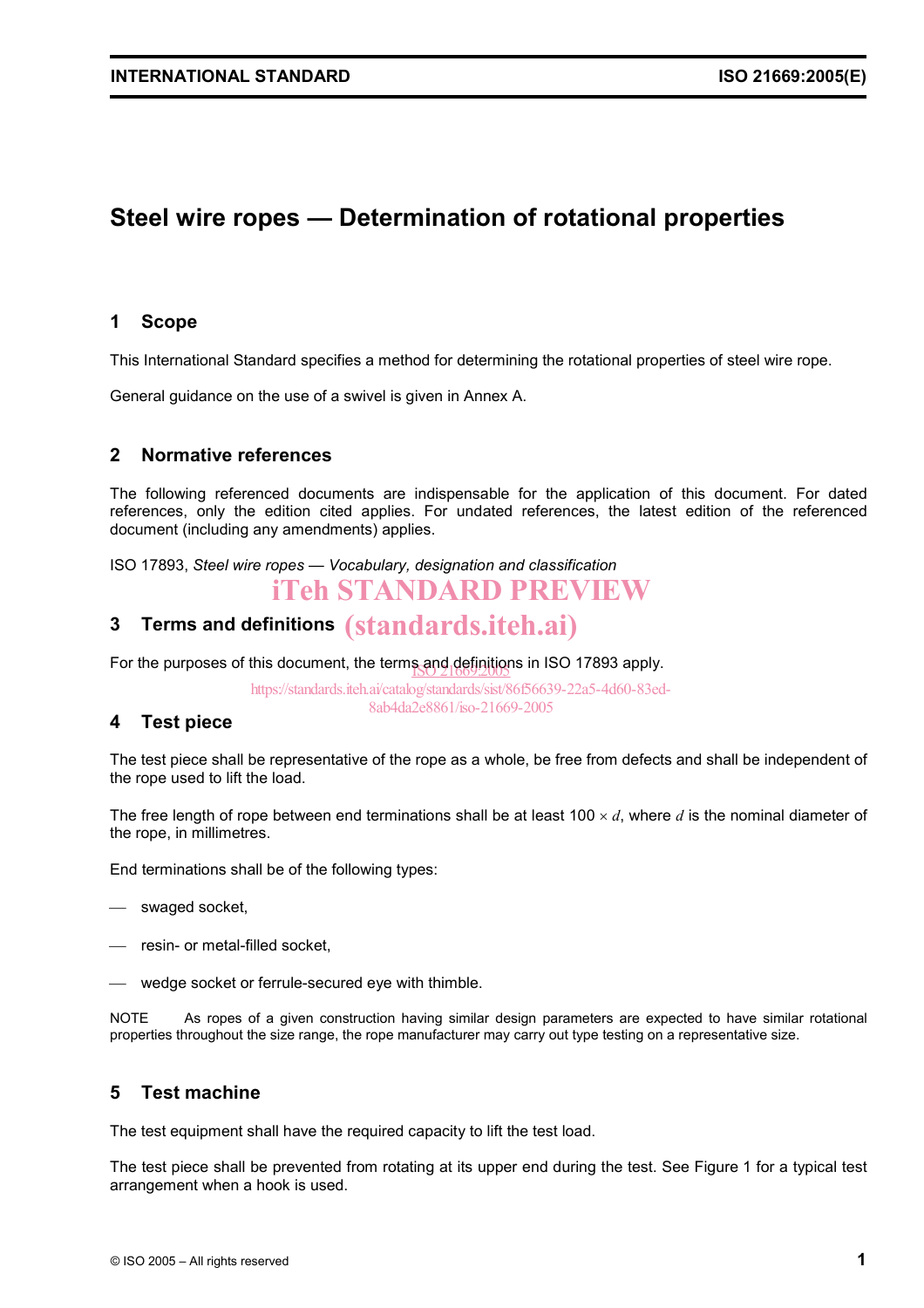# Steel wire ropes — Determination of rotational properties

## 1 Scope

This International Standard specifies a method for determining the rotational properties of steel wire rope.

General guidance on the use of a swivel is given in Annex A.

## 2 Normative references

The following referenced documents are indispensable for the application of this document. For dated references, only the edition cited applies. For undated references, the latest edition of the referenced document (including any amendments) applies.

ISO 17893, *Steel wire ropes — Vocabulary, designation and classification*

## 3 Terms and definitions

For the purposes of this document, the terms and definitions in ISO 17893 apply.

## 4 Test piece

The test piece shall be representative of the rope as a whole, be free from defects and shall be independent of the rope used to lift the load.

The free length of rope between end terminations shall be at least $100 \times d$, where $d$ is the nominal diameter of the rope, in millimetres.

End terminations shall be of the following types:

- swaged socket,
- resin- or metal-filled socket,
- wedge socket or ferrule-secured eye with thimble.

NOTE As ropes of a given construction having similar design parameters are expected to have similar rotational properties throughout the size range, the rope manufacturer may carry out type testing on a representative size.

## 5 Test machine

The test equipment shall have the required capacity to lift the test load.

The test piece shall be prevented from rotating at its upper end during the test. See Figure 1 for a typical test arrangement when a hook is used.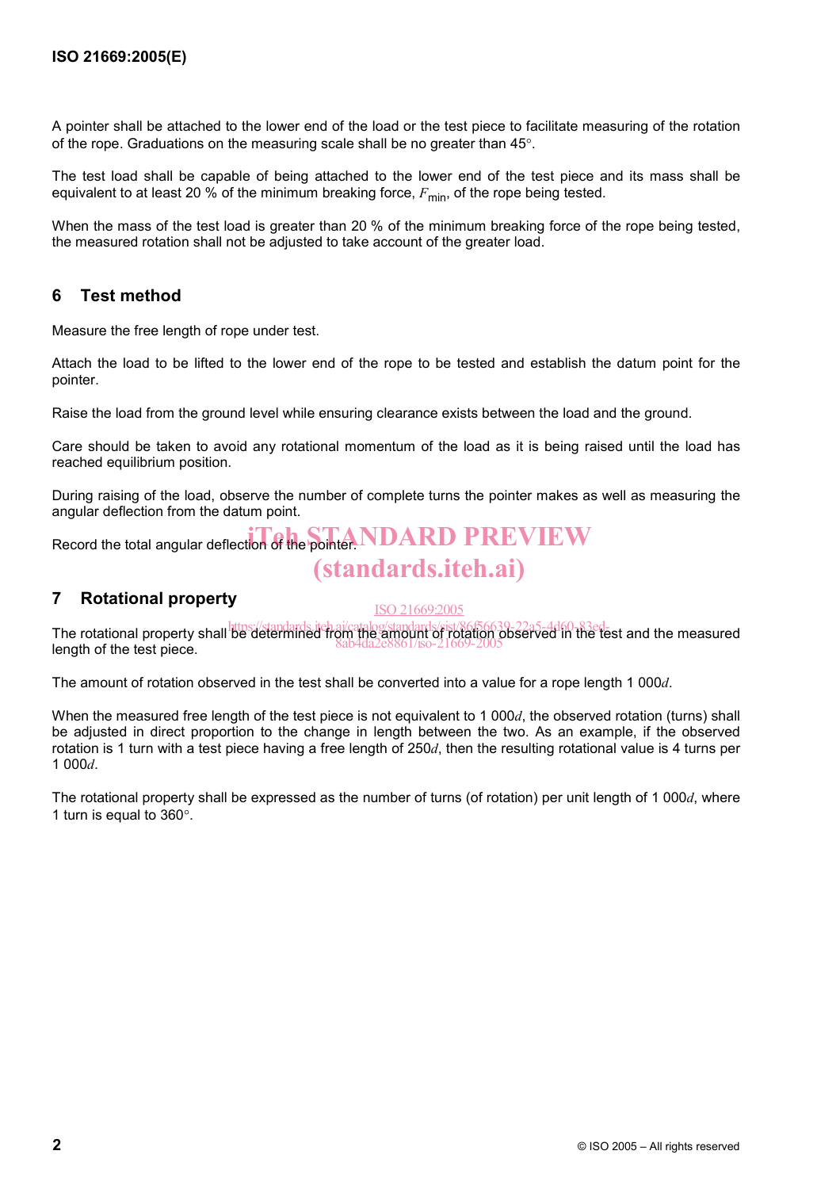A pointer shall be attached to the lower end of the load or the test piece to facilitate measuring of the rotation of the rope. Graduations on the measuring scale shall be no greater than 45°.

The test load shall be capable of being attached to the lower end of the test piece and its mass shall be equivalent to at least 20 % of the minimum breaking force, $F_{min}$, of the rope being tested.

When the mass of the test load is greater than 20 % of the minimum breaking force of the rope being tested, the measured rotation shall not be adjusted to take account of the greater load.

## 6 Test method

Measure the free length of rope under test.

Attach the load to be lifted to the lower end of the rope to be tested and establish the datum point for the pointer.

Raise the load from the ground level while ensuring clearance exists between the load and the ground.

Care should be taken to avoid any rotational momentum of the load as it is being raised until the load has reached equilibrium position.

During raising of the load, observe the number of complete turns the pointer makes as well as measuring the angular deflection from the datum point.

Record the total angular deflection of the pointer.

## 7 Rotational property

The rotational property shall be determined from the amount of rotation observed in the test and the measured length of the test piece.

The amount of rotation observed in the test shall be converted into a value for a rope length 1 000$d$.

When the measured free length of the test piece is not equivalent to 1 000$d$, the observed rotation (turns) shall be adjusted in direct proportion to the change in length between the two. As an example, if the observed rotation is 1 turn with a test piece having a free length of 250$d$, then the resulting rotational value is 4 turns per 1 000$d$.

The rotational property shall be expressed as the number of turns (of rotation) per unit length of 1 000$d$, where 1 turn is equal to 360°.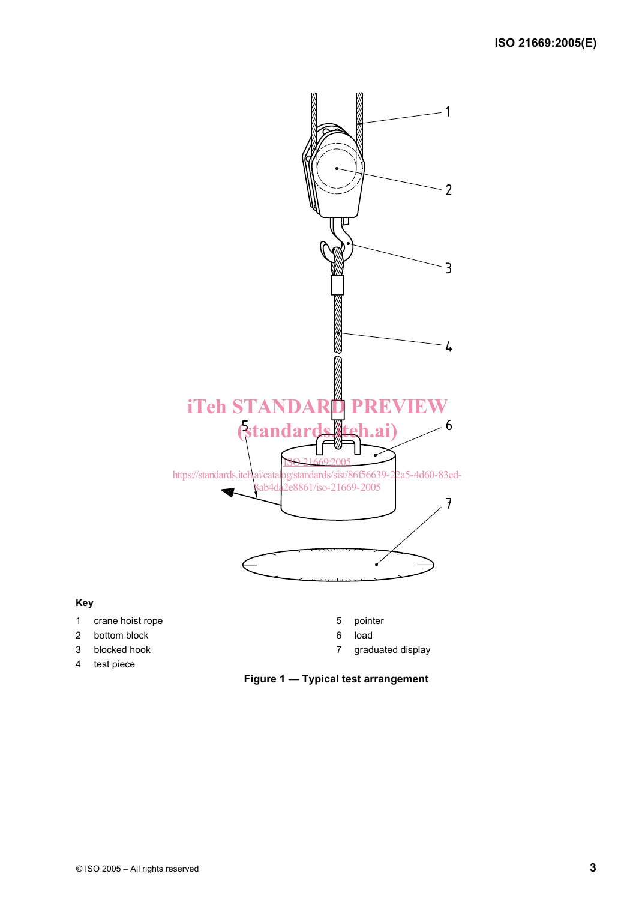**Key**

1 crane hoist rope
2 bottom block
3 blocked hook
4 test piece
5 pointer
6 load
7 graduated display

**Figure 1 — Typical test arrangement**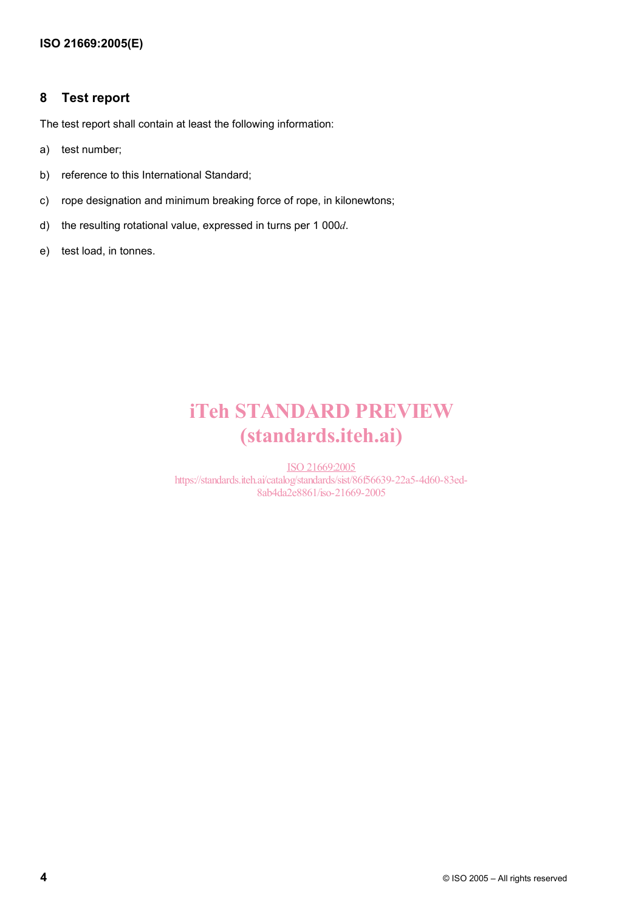## 8 Test report

The test report shall contain at least the following information:

a) test number;

b) reference to this International Standard;

c) rope designation and minimum breaking force of rope, in kilonewtons;

d) the resulting rotational value, expressed in turns per 1 000$d$.

e) test load, in tonnes.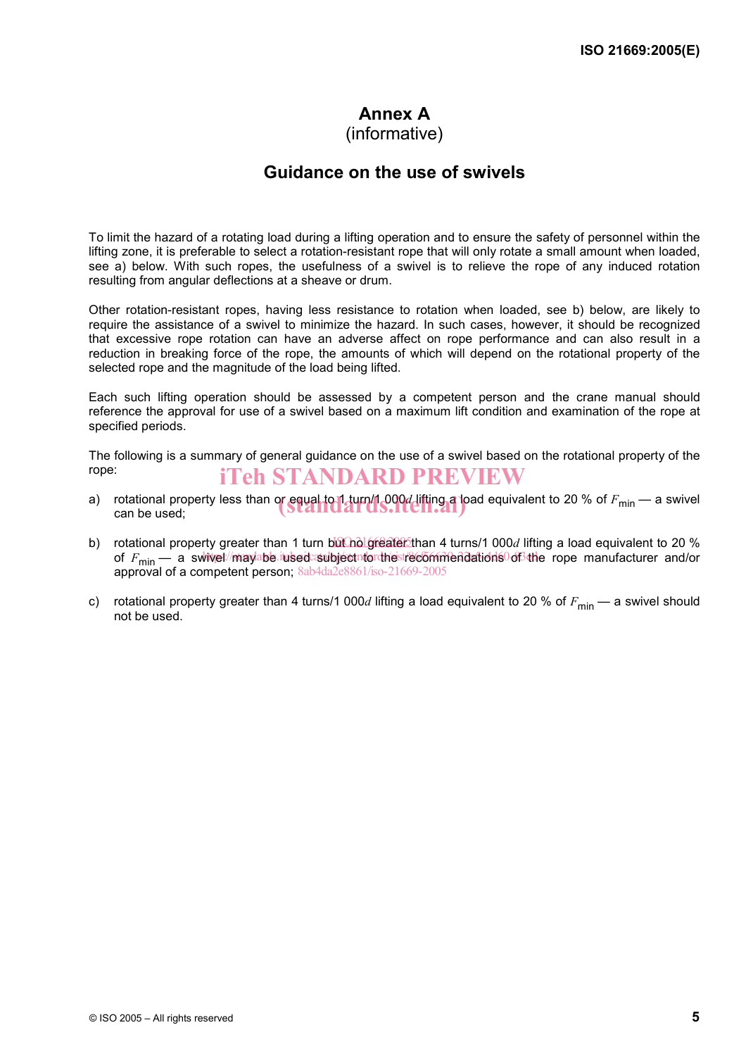# Annex A
(informative)

## Guidance on the use of swivels

To limit the hazard of a rotating load during a lifting operation and to ensure the safety of personnel within the lifting zone, it is preferable to select a rotation-resistant rope that will only rotate a small amount when loaded, see a) below. With such ropes, the usefulness of a swivel is to relieve the rope of any induced rotation resulting from angular deflections at a sheave or drum.

Other rotation-resistant ropes, having less resistance to rotation when loaded, see b) below, are likely to require the assistance of a swivel to minimize the hazard. In such cases, however, it should be recognized that excessive rope rotation can have an adverse affect on rope performance and can also result in a reduction in breaking force of the rope, the amounts of which will depend on the rotational property of the selected rope and the magnitude of the load being lifted.

Each such lifting operation should be assessed by a competent person and the crane manual should reference the approval for use of a swivel based on a maximum lift condition and examination of the rope at specified periods.

The following is a summary of general guidance on the use of a swivel based on the rotational property of the rope:

a) rotational property less than or equal to 1 turn/1 000$d$ lifting a load equivalent to 20 % of $F_{min}$ — a swivel can be used;

b) rotational property greater than 1 turn but no greater than 4 turns/1 000$d$ lifting a load equivalent to 20 % of $F_{min}$ — a swivel may be used subject to the recommendations of the rope manufacturer and/or approval of a competent person;

c) rotational property greater than 4 turns/1 000$d$ lifting a load equivalent to 20 % of $F_{min}$ — a swivel should not be used.